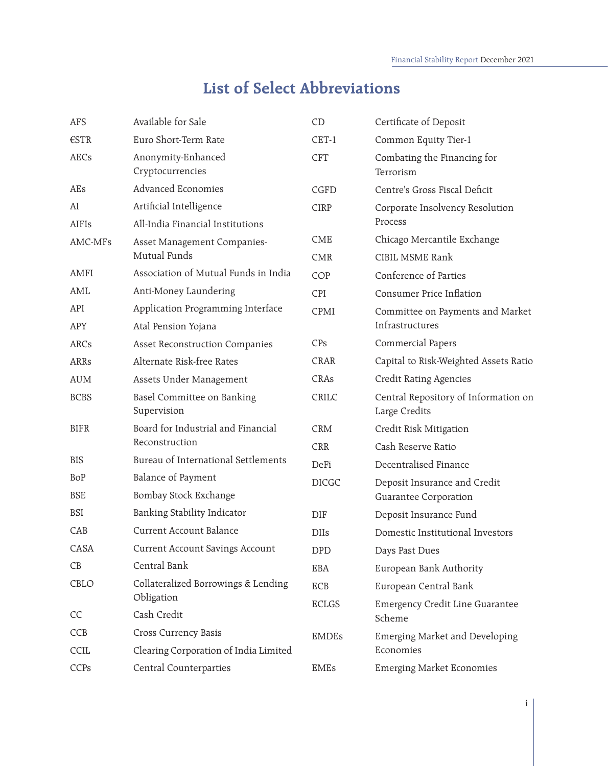# List of Select Abbreviations

| Abbreviation | Full Form |
|---|---|
| AFS | Available for Sale |
| €STR | Euro Short-Term Rate |
| AECs | Anonymity-Enhanced Cryptocurrencies |
| AEs | Advanced Economies |
| AI | Artificial Intelligence |
| AIFIs | All-India Financial Institutions |
| AMC-MFs | Asset Management Companies-Mutual Funds |
| AMFI | Association of Mutual Funds in India |
| AML | Anti-Money Laundering |
| API | Application Programming Interface |
| APY | Atal Pension Yojana |
| ARCs | Asset Reconstruction Companies |
| ARRs | Alternate Risk-free Rates |
| AUM | Assets Under Management |
| BCBS | Basel Committee on Banking Supervision |
| BIFR | Board for Industrial and Financial Reconstruction |
| BIS | Bureau of International Settlements |
| BoP | Balance of Payment |
| BSE | Bombay Stock Exchange |
| BSI | Banking Stability Indicator |
| CAB | Current Account Balance |
| CASA | Current Account Savings Account |
| CB | Central Bank |
| CBLO | Collateralized Borrowings & Lending Obligation |
| CC | Cash Credit |
| CCB | Cross Currency Basis |
| CCIL | Clearing Corporation of India Limited |
| CCPs | Central Counterparties |
| CD | Certificate of Deposit |
| CET-1 | Common Equity Tier-1 |
| CFT | Combating the Financing for Terrorism |
| CGFD | Centre's Gross Fiscal Deficit |
| CIRP | Corporate Insolvency Resolution Process |
| CME | Chicago Mercantile Exchange |
| CMR | CIBIL MSME Rank |
| COP | Conference of Parties |
| CPI | Consumer Price Inflation |
| CPMI | Committee on Payments and Market Infrastructures |
| CPs | Commercial Papers |
| CRAR | Capital to Risk-Weighted Assets Ratio |
| CRAs | Credit Rating Agencies |
| CRILC | Central Repository of Information on Large Credits |
| CRM | Credit Risk Mitigation |
| CRR | Cash Reserve Ratio |
| DeFi | Decentralised Finance |
| DICGC | Deposit Insurance and Credit Guarantee Corporation |
| DIF | Deposit Insurance Fund |
| DIIs | Domestic Institutional Investors |
| DPD | Days Past Dues |
| EBA | European Bank Authority |
| ECB | European Central Bank |
| ECLGS | Emergency Credit Line Guarantee Scheme |
| EMDEs | Emerging Market and Developing Economies |
| EMEs | Emerging Market Economies |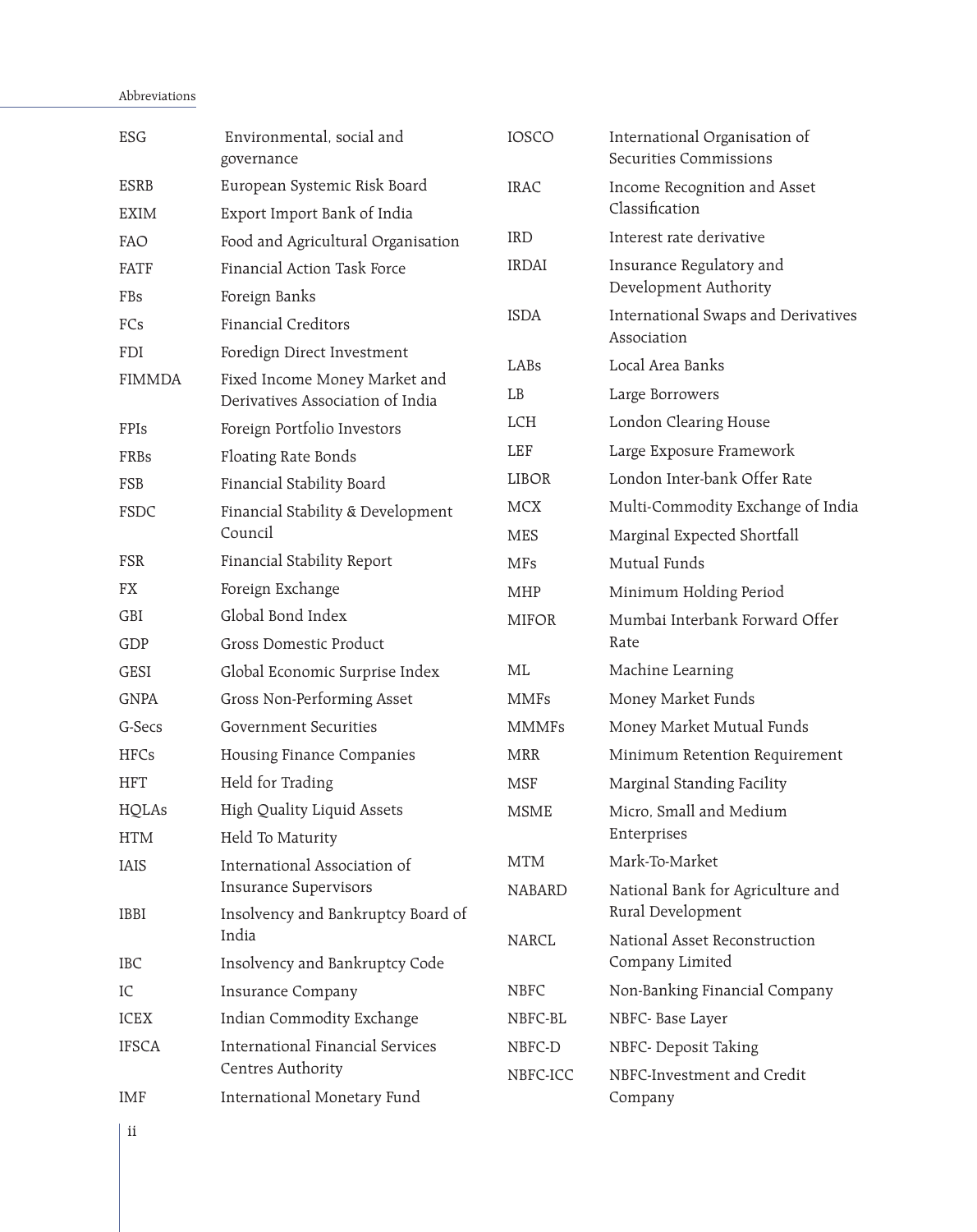| Abbreviation | Full Form |
|---|---|
| ESG | Environmental, social and governance |
| ESRB | European Systemic Risk Board |
| EXIM | Export Import Bank of India |
| FAO | Food and Agricultural Organisation |
| FATF | Financial Action Task Force |
| FBs | Foreign Banks |
| FCs | Financial Creditors |
| FDI | Foredign Direct Investment |
| FIMMDA | Fixed Income Money Market and Derivatives Association of India |
| FPIs | Foreign Portfolio Investors |
| FRBs | Floating Rate Bonds |
| FSB | Financial Stability Board |
| FSDC | Financial Stability & Development Council |
| FSR | Financial Stability Report |
| FX | Foreign Exchange |
| GBI | Global Bond Index |
| GDP | Gross Domestic Product |
| GESI | Global Economic Surprise Index |
| GNPA | Gross Non-Performing Asset |
| G-Secs | Government Securities |
| HFCs | Housing Finance Companies |
| HFT | Held for Trading |
| HQLAs | High Quality Liquid Assets |
| HTM | Held To Maturity |
| IAIS | International Association of Insurance Supervisors |
| IBBI | Insolvency and Bankruptcy Board of India |
| IBC | Insolvency and Bankruptcy Code |
| IC | Insurance Company |
| ICEX | Indian Commodity Exchange |
| IFSCA | International Financial Services Centres Authority |
| IMF | International Monetary Fund |
| IOSCO | International Organisation of Securities Commissions |
| IRAC | Income Recognition and Asset Classification |
| IRD | Interest rate derivative |
| IRDAI | Insurance Regulatory and Development Authority |
| ISDA | International Swaps and Derivatives Association |
| LABs | Local Area Banks |
| LB | Large Borrowers |
| LCH | London Clearing House |
| LEF | Large Exposure Framework |
| LIBOR | London Inter-bank Offer Rate |
| MCX | Multi-Commodity Exchange of India |
| MES | Marginal Expected Shortfall |
| MFs | Mutual Funds |
| MHP | Minimum Holding Period |
| MIFOR | Mumbai Interbank Forward Offer Rate |
| ML | Machine Learning |
| MMFs | Money Market Funds |
| MMMFs | Money Market Mutual Funds |
| MRR | Minimum Retention Requirement |
| MSF | Marginal Standing Facility |
| MSME | Micro, Small and Medium Enterprises |
| MTM | Mark-To-Market |
| NABARD | National Bank for Agriculture and Rural Development |
| NARCL | National Asset Reconstruction Company Limited |
| NBFC | Non-Banking Financial Company |
| NBFC-BL | NBFC- Base Layer |
| NBFC-D | NBFC- Deposit Taking |
| NBFC-ICC | NBFC-Investment and Credit Company |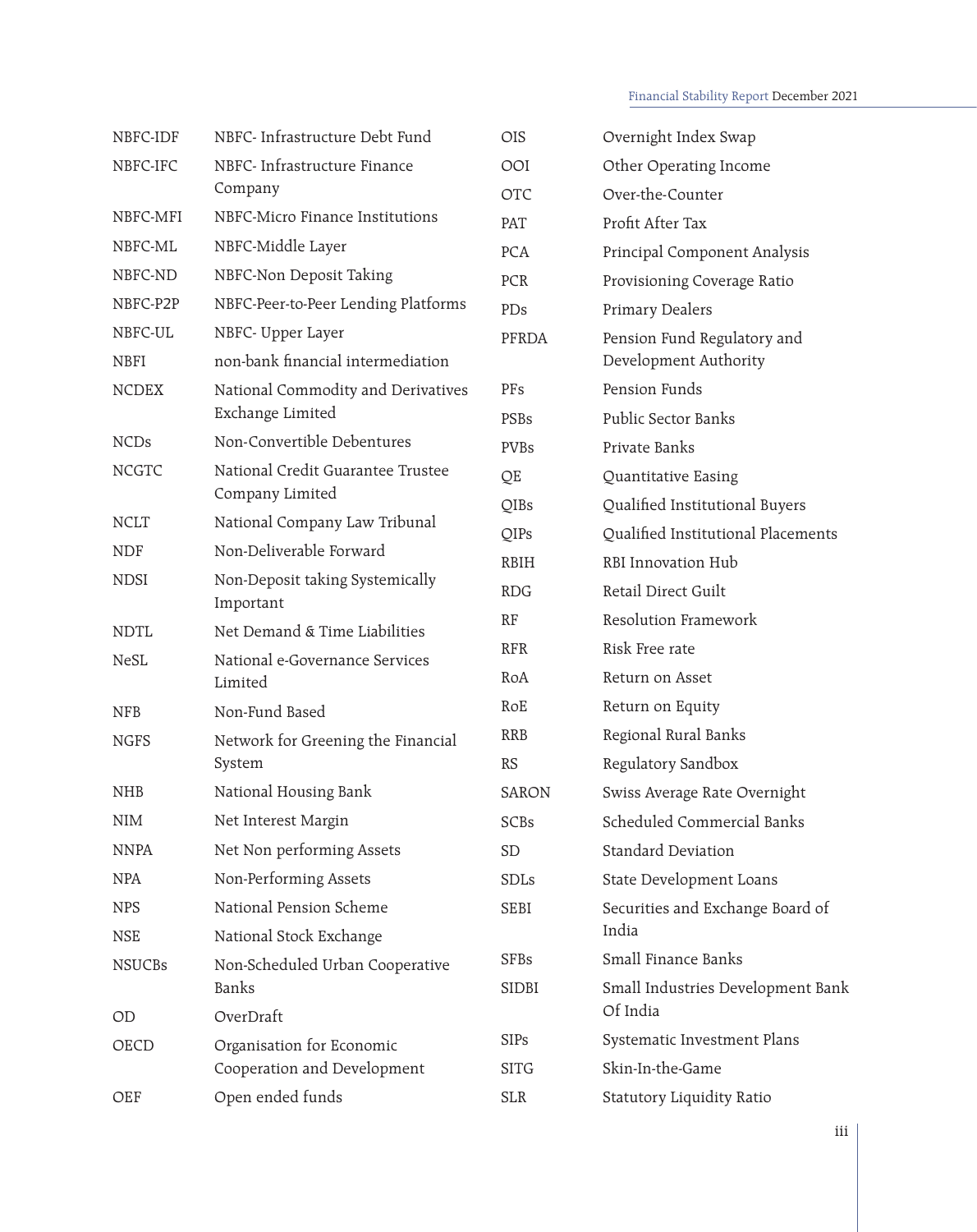| | |
|---|---|
| NBFC-IDF | NBFC- Infrastructure Debt Fund |
| NBFC-IFC | NBFC- Infrastructure Finance Company |
| NBFC-MFI | NBFC-Micro Finance Institutions |
| NBFC-ML | NBFC-Middle Layer |
| NBFC-ND | NBFC-Non Deposit Taking |
| NBFC-P2P | NBFC-Peer-to-Peer Lending Platforms |
| NBFC-UL | NBFC- Upper Layer |
| NBFI | non-bank financial intermediation |
| NCDEX | National Commodity and Derivatives Exchange Limited |
| NCDs | Non-Convertible Debentures |
| NCGTC | National Credit Guarantee Trustee Company Limited |
| NCLT | National Company Law Tribunal |
| NDF | Non-Deliverable Forward |
| NDSI | Non-Deposit taking Systemically Important |
| NDTL | Net Demand & Time Liabilities |
| NeSL | National e-Governance Services Limited |
| NFB | Non-Fund Based |
| NGFS | Network for Greening the Financial System |
| NHB | National Housing Bank |
| NIM | Net Interest Margin |
| NNPA | Net Non performing Assets |
| NPA | Non-Performing Assets |
| NPS | National Pension Scheme |
| NSE | National Stock Exchange |
| NSUCBs | Non-Scheduled Urban Cooperative Banks |
| OD | OverDraft |
| OECD | Organisation for Economic Cooperation and Development |
| OEF | Open ended funds |
| OIS | Overnight Index Swap |
| OOI | Other Operating Income |
| OTC | Over-the-Counter |
| PAT | Profit After Tax |
| PCA | Principal Component Analysis |
| PCR | Provisioning Coverage Ratio |
| PDs | Primary Dealers |
| PFRDA | Pension Fund Regulatory and Development Authority |
| PFs | Pension Funds |
| PSBs | Public Sector Banks |
| PVBs | Private Banks |
| QE | Quantitative Easing |
| QIBs | Qualified Institutional Buyers |
| QIPs | Qualified Institutional Placements |
| RBIH | RBI Innovation Hub |
| RDG | Retail Direct Guilt |
| RF | Resolution Framework |
| RFR | Risk Free rate |
| RoA | Return on Asset |
| RoE | Return on Equity |
| RRB | Regional Rural Banks |
| RS | Regulatory Sandbox |
| SARON | Swiss Average Rate Overnight |
| SCBs | Scheduled Commercial Banks |
| SD | Standard Deviation |
| SDLs | State Development Loans |
| SEBI | Securities and Exchange Board of India |
| SFBs | Small Finance Banks |
| SIDBI | Small Industries Development Bank Of India |
| SIPs | Systematic Investment Plans |
| SITG | Skin-In-the-Game |
| SLR | Statutory Liquidity Ratio |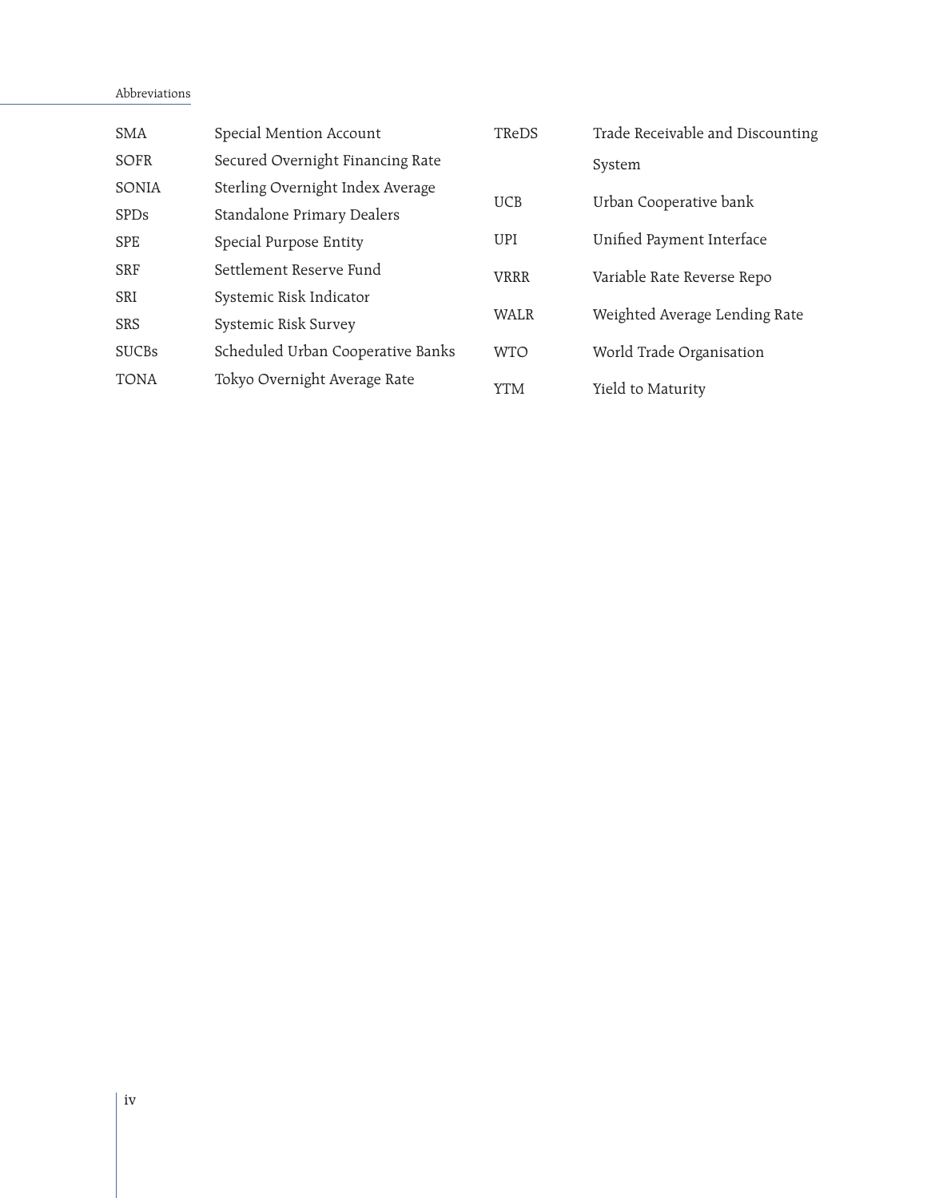| | |
|---|---|
| SMA | Special Mention Account |
| SOFR | Secured Overnight Financing Rate |
| SONIA | Sterling Overnight Index Average |
| SPDs | Standalone Primary Dealers |
| SPE | Special Purpose Entity |
| SRF | Settlement Reserve Fund |
| SRI | Systemic Risk Indicator |
| SRS | Systemic Risk Survey |
| SUCBs | Scheduled Urban Cooperative Banks |
| TONA | Tokyo Overnight Average Rate |
| TReDS | Trade Receivable and Discounting System |
| UCB | Urban Cooperative bank |
| UPI | Unified Payment Interface |
| VRRR | Variable Rate Reverse Repo |
| WALR | Weighted Average Lending Rate |
| WTO | World Trade Organisation |
| YTM | Yield to Maturity |